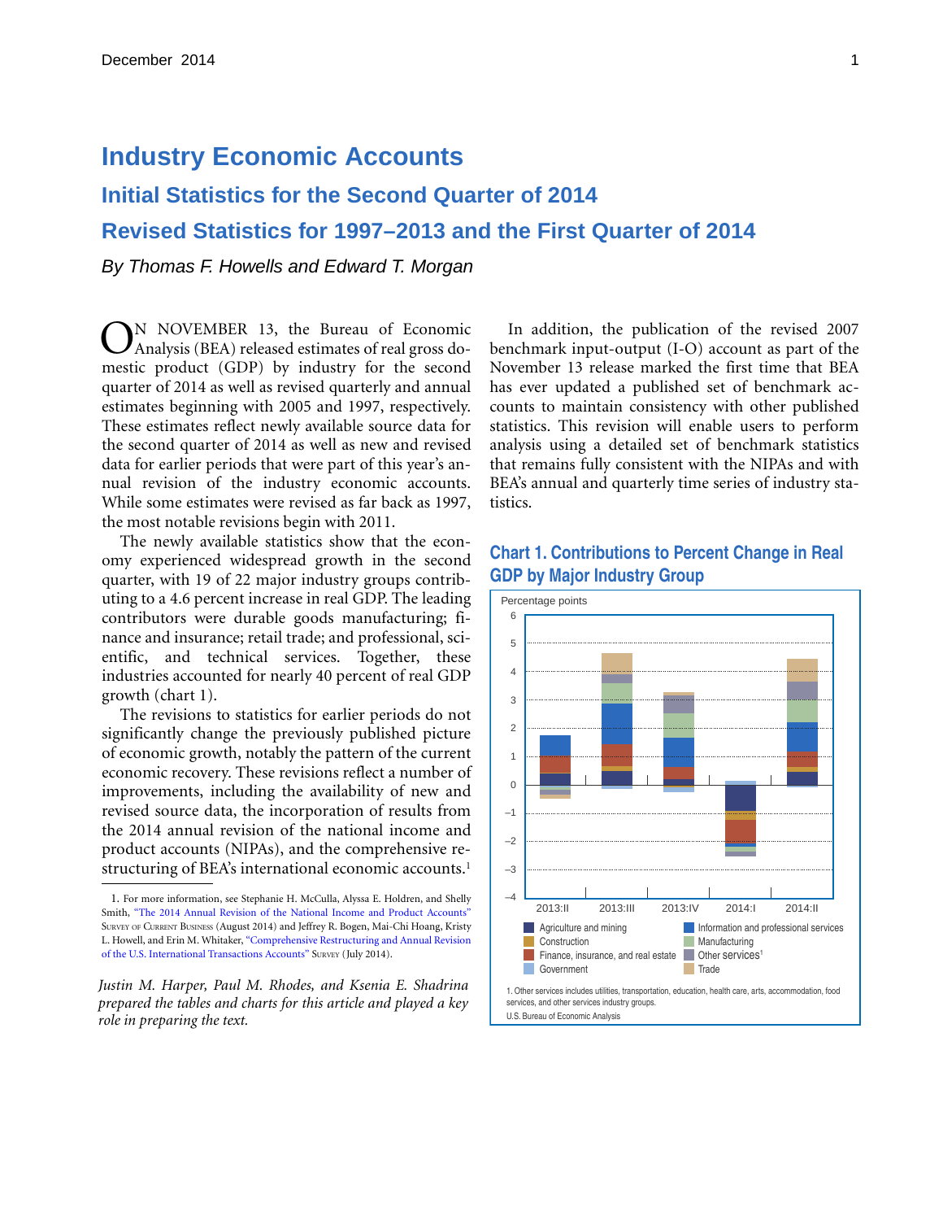# Industry Economic Accounts

## Initial Statistics for the Second Quarter of 2014

## Revised Statistics for 1997–2013 and the First Quarter of 2014

*By Thomas F. Howells and Edward T. Morgan*

ON NOVEMBER 13, the Bureau of Economic Analysis (BEA) released estimates of real gross domestic product (GDP) by industry for the second quarter of 2014 as well as revised quarterly and annual estimates beginning with 2005 and 1997, respectively. These estimates reflect newly available source data for the second quarter of 2014 as well as new and revised data for earlier periods that were part of this year's annual revision of the industry economic accounts. While some estimates were revised as far back as 1997, the most notable revisions begin with 2011.

The newly available statistics show that the economy experienced widespread growth in the second quarter, with 19 of 22 major industry groups contributing to a 4.6 percent increase in real GDP. The leading contributors were durable goods manufacturing; finance and insurance; retail trade; and professional, scientific, and technical services. Together, these industries accounted for nearly 40 percent of real GDP growth (chart 1).

The revisions to statistics for earlier periods do not significantly change the previously published picture of economic growth, notably the pattern of the current economic recovery. These revisions reflect a number of improvements, including the availability of new and revised source data, the incorporation of results from the 2014 annual revision of the national income and product accounts (NIPAs), and the comprehensive restructuring of BEA's international economic accounts.[1]

In addition, the publication of the revised 2007 benchmark input-output (I-O) account as part of the November 13 release marked the first time that BEA has ever updated a published set of benchmark accounts to maintain consistency with other published statistics. This revision will enable users to perform analysis using a detailed set of benchmark statistics that remains fully consistent with the NIPAs and with BEA's annual and quarterly time series of industry statistics.

### Chart 1. Contributions to Percent Change in Real GDP by Major Industry Group

Percentage points

Legend: Agriculture and mining; Construction; Finance, insurance, and real estate; Government; Information and professional services; Manufacturing; Other services[1]; Trade

Quarters: 2013:II, 2013:III, 2013:IV, 2014:I, 2014:II

1. Other services includes utilities, transportation, education, health care, arts, accommodation, food services, and other services industry groups.

U.S. Bureau of Economic Analysis

---

1. For more information, see Stephanie H. McCulla, Alyssa E. Holdren, and Shelly Smith, "The 2014 Annual Revision of the National Income and Product Accounts" Survey of Current Business (August 2014) and Jeffrey R. Bogen, Mai-Chi Hoang, Kristy L. Howell, and Erin M. Whitaker, "Comprehensive Restructuring and Annual Revision of the U.S. International Transactions Accounts" Survey (July 2014).

*Justin M. Harper, Paul M. Rhodes, and Ksenia E. Shadrina prepared the tables and charts for this article and played a key role in preparing the text.*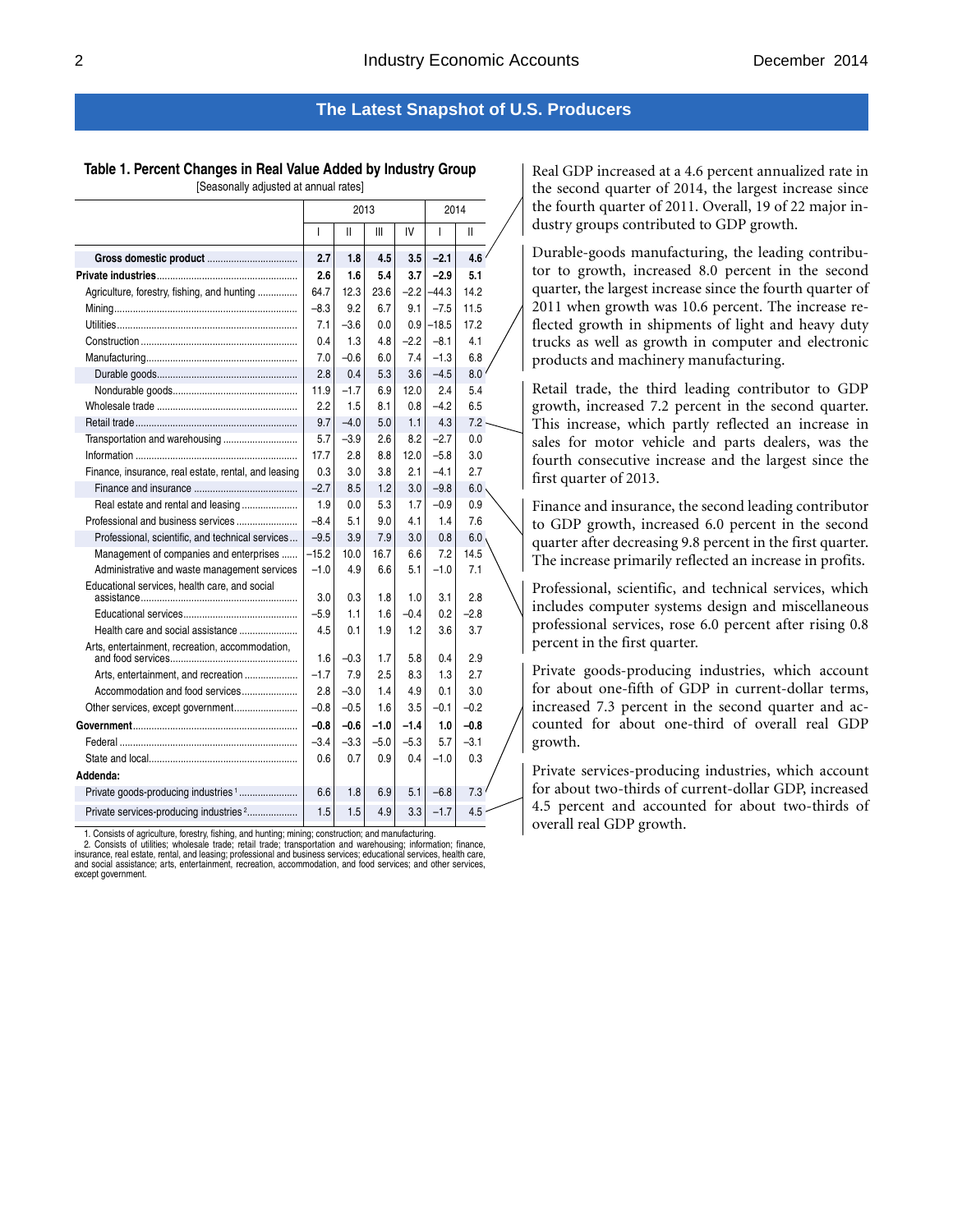## The Latest Snapshot of U.S. Producers

**Table 1. Percent Changes in Real Value Added by Industry Group**

[Seasonally adjusted at annual rates]

| | 2013 | | | | 2014 | |
|---|---|---|---|---|---|---|
| | I | II | III | IV | I | II |
| **Gross domestic product** | **2.7** | **1.8** | **4.5** | **3.5** | **−2.1** | **4.6** |
| **Private industries** | **2.6** | **1.6** | **5.4** | **3.7** | **−2.9** | **5.1** |
| Agriculture, forestry, fishing, and hunting | 64.7 | 12.3 | 23.6 | −2.2 | −44.3 | 14.2 |
| Mining | −8.3 | 9.2 | 6.7 | 9.1 | −7.5 | 11.5 |
| Utilities | 7.1 | −3.6 | 0.0 | 0.9 | −18.5 | 17.2 |
| Construction | 0.4 | 1.3 | 4.8 | −2.2 | −8.1 | 4.1 |
| Manufacturing | 7.0 | −0.6 | 6.0 | 7.4 | −1.3 | 6.8 |
| Durable goods | 2.8 | 0.4 | 5.3 | 3.6 | −4.5 | 8.0 |
| Nondurable goods | 11.9 | −1.7 | 6.9 | 12.0 | 2.4 | 5.4 |
| Wholesale trade | 2.2 | 1.5 | 8.1 | 0.8 | −4.2 | 6.5 |
| Retail trade | 9.7 | −4.0 | 5.0 | 1.1 | 4.3 | 7.2 |
| Transportation and warehousing | 5.7 | −3.9 | 2.6 | 8.2 | −2.7 | 0.0 |
| Information | 17.7 | 2.8 | 8.8 | 12.0 | −5.8 | 3.0 |
| Finance, insurance, real estate, rental, and leasing | 0.3 | 3.0 | 3.8 | 2.1 | −4.1 | 2.7 |
| Finance and insurance | −2.7 | 8.5 | 1.2 | 3.0 | −9.8 | 6.0 |
| Real estate and rental and leasing | 1.9 | 0.0 | 5.3 | 1.7 | −0.9 | 0.9 |
| Professional and business services | −8.4 | 5.1 | 9.0 | 4.1 | 1.4 | 7.6 |
| Professional, scientific, and technical services | −9.5 | 3.9 | 7.9 | 3.0 | 0.8 | 6.0 |
| Management of companies and enterprises | −15.2 | 10.0 | 16.7 | 6.6 | 7.2 | 14.5 |
| Administrative and waste management services | −1.0 | 4.9 | 6.6 | 5.1 | −1.0 | 7.1 |
| Educational services, health care, and social assistance | 3.0 | 0.3 | 1.8 | 1.0 | 3.1 | 2.8 |
| Educational services | −5.9 | 1.1 | 1.6 | −0.4 | 0.2 | −2.8 |
| Health care and social assistance | 4.5 | 0.1 | 1.9 | 1.2 | 3.6 | 3.7 |
| Arts, entertainment, recreation, accommodation, and food services | 1.6 | −0.3 | 1.7 | 5.8 | 0.4 | 2.9 |
| Arts, entertainment, and recreation | −1.7 | 7.9 | 2.5 | 8.3 | 1.3 | 2.7 |
| Accommodation and food services | 2.8 | −3.0 | 1.4 | 4.9 | 0.1 | 3.0 |
| Other services, except government | −0.8 | −0.5 | 1.6 | 3.5 | −0.1 | −0.2 |
| **Government** | **−0.8** | **−0.6** | **−1.0** | **−1.4** | **1.0** | **−0.8** |
| Federal | −3.4 | −3.3 | −5.0 | −5.3 | 5.7 | −3.1 |
| State and local | 0.6 | 0.7 | 0.9 | 0.4 | −1.0 | 0.3 |
| **Addenda:** | | | | | | |
| Private goods-producing industries [1] | 6.6 | 1.8 | 6.9 | 5.1 | −6.8 | 7.3 |
| Private services-producing industries [2] | 1.5 | 1.5 | 4.9 | 3.3 | −1.7 | 4.5 |

1. Consists of agriculture, forestry, fishing, and hunting; mining; construction; and manufacturing.
2. Consists of utilities; wholesale trade; retail trade; transportation and warehousing; information; finance, insurance, real estate, rental, and leasing; professional and business services; educational services, health care, and social assistance; arts, entertainment, recreation, accommodation, and food services; and other services, except government.

Real GDP increased at a 4.6 percent annualized rate in the second quarter of 2014, the largest increase since the fourth quarter of 2011. Overall, 19 of 22 major industry groups contributed to GDP growth.

Durable-goods manufacturing, the leading contributor to growth, increased 8.0 percent in the second quarter, the largest increase since the fourth quarter of 2011 when growth was 10.6 percent. The increase reflected growth in shipments of light and heavy duty trucks as well as growth in computer and electronic products and machinery manufacturing.

Retail trade, the third leading contributor to GDP growth, increased 7.2 percent in the second quarter. This increase, which partly reflected an increase in sales for motor vehicle and parts dealers, was the fourth consecutive increase and the largest since the first quarter of 2013.

Finance and insurance, the second leading contributor to GDP growth, increased 6.0 percent in the second quarter after decreasing 9.8 percent in the first quarter. The increase primarily reflected an increase in profits.

Professional, scientific, and technical services, which includes computer systems design and miscellaneous professional services, rose 6.0 percent after rising 0.8 percent in the first quarter.

Private goods-producing industries, which account for about one-fifth of GDP in current-dollar terms, increased 7.3 percent in the second quarter and accounted for about one-third of overall real GDP growth.

Private services-producing industries, which account for about two-thirds of current-dollar GDP, increased 4.5 percent and accounted for about two-thirds of overall real GDP growth.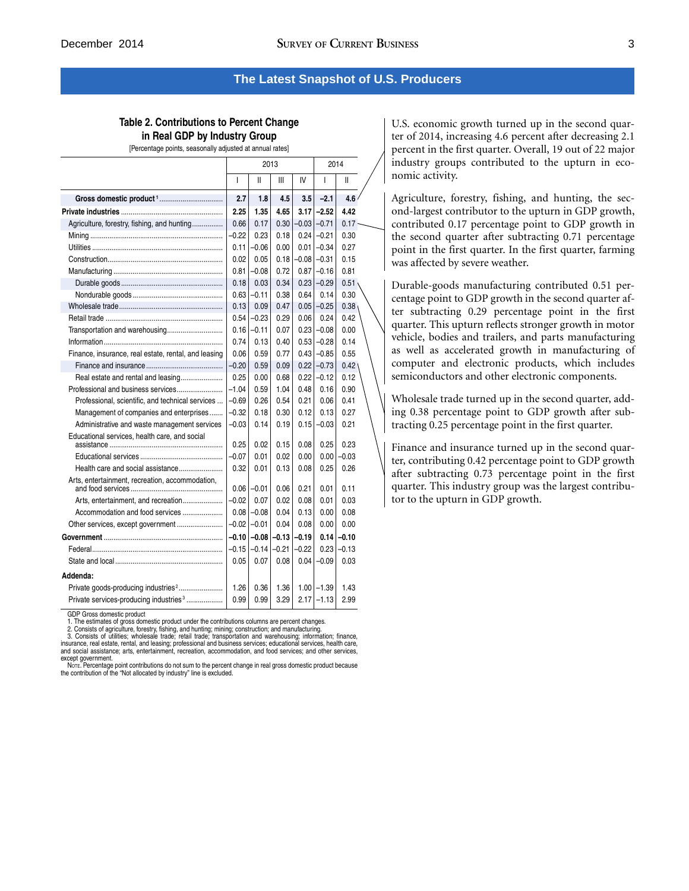## The Latest Snapshot of U.S. Producers

**Table 2. Contributions to Percent Change in Real GDP by Industry Group**

[Percentage points, seasonally adjusted at annual rates]

| | 2013 | | | | 2014 | |
|---|---|---|---|---|---|---|
| | I | II | III | IV | I | II |
| **Gross domestic product**[1] | **2.7** | **1.8** | **4.5** | **3.5** | **−2.1** | **4.6** |
| **Private industries** | **2.25** | **1.35** | **4.65** | **3.17** | **−2.52** | **4.42** |
| Agriculture, forestry, fishing, and hunting | 0.66 | 0.17 | 0.30 | −0.03 | −0.71 | 0.17 |
| Mining | −0.22 | 0.23 | 0.18 | 0.24 | −0.21 | 0.30 |
| Utilities | 0.11 | −0.06 | 0.00 | 0.01 | −0.34 | 0.27 |
| Construction | 0.02 | 0.05 | 0.18 | −0.08 | −0.31 | 0.15 |
| Manufacturing | 0.81 | −0.08 | 0.72 | 0.87 | −0.16 | 0.81 |
| Durable goods | 0.18 | 0.03 | 0.34 | 0.23 | −0.29 | 0.51 |
| Nondurable goods | 0.63 | −0.11 | 0.38 | 0.64 | 0.14 | 0.30 |
| Wholesale trade | 0.13 | 0.09 | 0.47 | 0.05 | −0.25 | 0.38 |
| Retail trade | 0.54 | −0.23 | 0.29 | 0.06 | 0.24 | 0.42 |
| Transportation and warehousing | 0.16 | −0.11 | 0.07 | 0.23 | −0.08 | 0.00 |
| Information | 0.74 | 0.13 | 0.40 | 0.53 | −0.28 | 0.14 |
| Finance, insurance, real estate, rental, and leasing | 0.06 | 0.59 | 0.77 | 0.43 | −0.85 | 0.55 |
| Finance and insurance | −0.20 | 0.59 | 0.09 | 0.22 | −0.73 | 0.42 |
| Real estate and rental and leasing | 0.25 | 0.00 | 0.68 | 0.22 | −0.12 | 0.12 |
| Professional and business services | −1.04 | 0.59 | 1.04 | 0.48 | 0.16 | 0.90 |
| Professional, scientific, and technical services | −0.69 | 0.26 | 0.54 | 0.21 | 0.06 | 0.41 |
| Management of companies and enterprises | −0.32 | 0.18 | 0.30 | 0.12 | 0.13 | 0.27 |
| Administrative and waste management services | −0.03 | 0.14 | 0.19 | 0.15 | −0.03 | 0.21 |
| Educational services, health care, and social assistance | 0.25 | 0.02 | 0.15 | 0.08 | 0.25 | 0.23 |
| Educational services | −0.07 | 0.01 | 0.02 | 0.00 | 0.00 | −0.03 |
| Health care and social assistance | 0.32 | 0.01 | 0.13 | 0.08 | 0.25 | 0.26 |
| Arts, entertainment, recreation, accommodation, and food services | 0.06 | −0.01 | 0.06 | 0.21 | 0.01 | 0.11 |
| Arts, entertainment, and recreation | −0.02 | 0.07 | 0.02 | 0.08 | 0.01 | 0.03 |
| Accommodation and food services | 0.08 | −0.08 | 0.04 | 0.13 | 0.00 | 0.08 |
| Other services, except government | −0.02 | −0.01 | 0.04 | 0.08 | 0.00 | 0.00 |
| **Government** | **−0.10** | **−0.08** | **−0.13** | **−0.19** | **0.14** | **−0.10** |
| Federal | −0.15 | −0.14 | −0.21 | −0.22 | 0.23 | −0.13 |
| State and local | 0.05 | 0.07 | 0.08 | 0.04 | −0.09 | 0.03 |
| **Addenda:** | | | | | | |
| Private goods-producing industries[2] | 1.26 | 0.36 | 1.36 | 1.00 | −1.39 | 1.43 |
| Private services-producing industries[3] | 0.99 | 0.99 | 3.29 | 2.17 | −1.13 | 2.99 |

GDP Gross domestic product
1. The estimates of gross domestic product under the contributions columns are percent changes.
2. Consists of agriculture, forestry, fishing, and hunting; mining; construction; and manufacturing.
3. Consists of utilities; wholesale trade; retail trade; transportation and warehousing; information; finance, insurance, real estate, rental, and leasing; professional and business services; educational services, health care, and social assistance; arts, entertainment, recreation, accommodation, and food services; and other services, except government.
Note. Percentage point contributions do not sum to the percent change in real gross domestic product because the contribution of the "Not allocated by industry" line is excluded.

U.S. economic growth turned up in the second quarter of 2014, increasing 4.6 percent after decreasing 2.1 percent in the first quarter. Overall, 19 out of 22 major industry groups contributed to the upturn in economic activity.

Agriculture, forestry, fishing, and hunting, the second-largest contributor to the upturn in GDP growth, contributed 0.17 percentage point to GDP growth in the second quarter after subtracting 0.71 percentage point in the first quarter. In the first quarter, farming was affected by severe weather.

Durable-goods manufacturing contributed 0.51 percentage point to GDP growth in the second quarter after subtracting 0.29 percentage point in the first quarter. This upturn reflects stronger growth in motor vehicle, bodies and trailers, and parts manufacturing as well as accelerated growth in manufacturing of computer and electronic products, which includes semiconductors and other electronic components.

Wholesale trade turned up in the second quarter, adding 0.38 percentage point to GDP growth after subtracting 0.25 percentage point in the first quarter.

Finance and insurance turned up in the second quarter, contributing 0.42 percentage point to GDP growth after subtracting 0.73 percentage point in the first quarter. This industry group was the largest contributor to the upturn in GDP growth.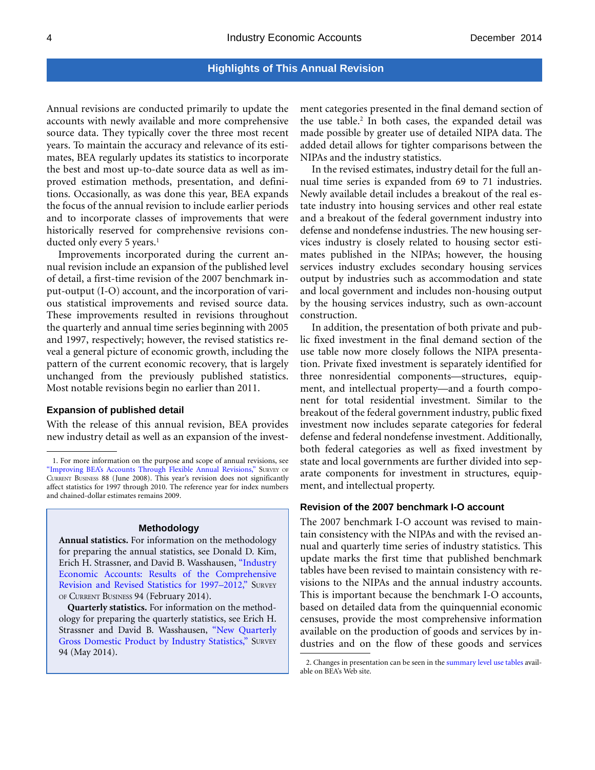## Highlights of This Annual Revision

Annual revisions are conducted primarily to update the accounts with newly available and more comprehensive source data. They typically cover the three most recent years. To maintain the accuracy and relevance of its estimates, BEA regularly updates its statistics to incorporate the best and most up-to-date source data as well as improved estimation methods, presentation, and definitions. Occasionally, as was done this year, BEA expands the focus of the annual revision to include earlier periods and to incorporate classes of improvements that were historically reserved for comprehensive revisions conducted only every 5 years.[1]

Improvements incorporated during the current annual revision include an expansion of the published level of detail, a first-time revision of the 2007 benchmark input-output (I-O) account, and the incorporation of various statistical improvements and revised source data. These improvements resulted in revisions throughout the quarterly and annual time series beginning with 2005 and 1997, respectively; however, the revised statistics reveal a general picture of economic growth, including the pattern of the current economic recovery, that is largely unchanged from the previously published statistics. Most notable revisions begin no earlier than 2011.

### Expansion of published detail

With the release of this annual revision, BEA provides new industry detail as well as an expansion of the investment categories presented in the final demand section of the use table.[2] In both cases, the expanded detail was made possible by greater use of detailed NIPA data. The added detail allows for tighter comparisons between the NIPAs and the industry statistics.

In the revised estimates, industry detail for the full annual time series is expanded from 69 to 71 industries. Newly available detail includes a breakout of the real estate industry into housing services and other real estate and a breakout of the federal government industry into defense and nondefense industries. The new housing services industry is closely related to housing sector estimates published in the NIPAs; however, the housing services industry excludes secondary housing services output by industries such as accommodation and state and local government and includes non-housing output by the housing services industry, such as own-account construction.

In addition, the presentation of both private and public fixed investment in the final demand section of the use table now more closely follows the NIPA presentation. Private fixed investment is separately identified for three nonresidential components—structures, equipment, and intellectual property—and a fourth component for total residential investment. Similar to the breakout of the federal government industry, public fixed investment now includes separate categories for federal defense and federal nondefense investment. Additionally, both federal categories as well as fixed investment by state and local governments are further divided into separate components for investment in structures, equipment, and intellectual property.

### Revision of the 2007 benchmark I-O account

The 2007 benchmark I-O account was revised to maintain consistency with the NIPAs and with the revised annual and quarterly time series of industry statistics. This update marks the first time that published benchmark tables have been revised to maintain consistency with revisions to the NIPAs and the annual industry accounts. This is important because the benchmark I-O accounts, based on detailed data from the quinquennial economic censuses, provide the most comprehensive information available on the production of goods and services by industries and on the flow of these goods and services

---

1. For more information on the purpose and scope of annual revisions, see "Improving BEA's Accounts Through Flexible Annual Revisions," Survey of Current Business 88 (June 2008). This year's revision does not significantly affect statistics for 1997 through 2010. The reference year for index numbers and chained-dollar estimates remains 2009.

2. Changes in presentation can be seen in the summary level use tables available on BEA's Web site.

---

**Methodology**

**Annual statistics.** For information on the methodology for preparing the annual statistics, see Donald D. Kim, Erich H. Strassner, and David B. Wasshausen, "Industry Economic Accounts: Results of the Comprehensive Revision and Revised Statistics for 1997–2012," Survey of Current Business 94 (February 2014).

**Quarterly statistics.** For information on the methodology for preparing the quarterly statistics, see Erich H. Strassner and David B. Wasshausen, "New Quarterly Gross Domestic Product by Industry Statistics," Survey 94 (May 2014).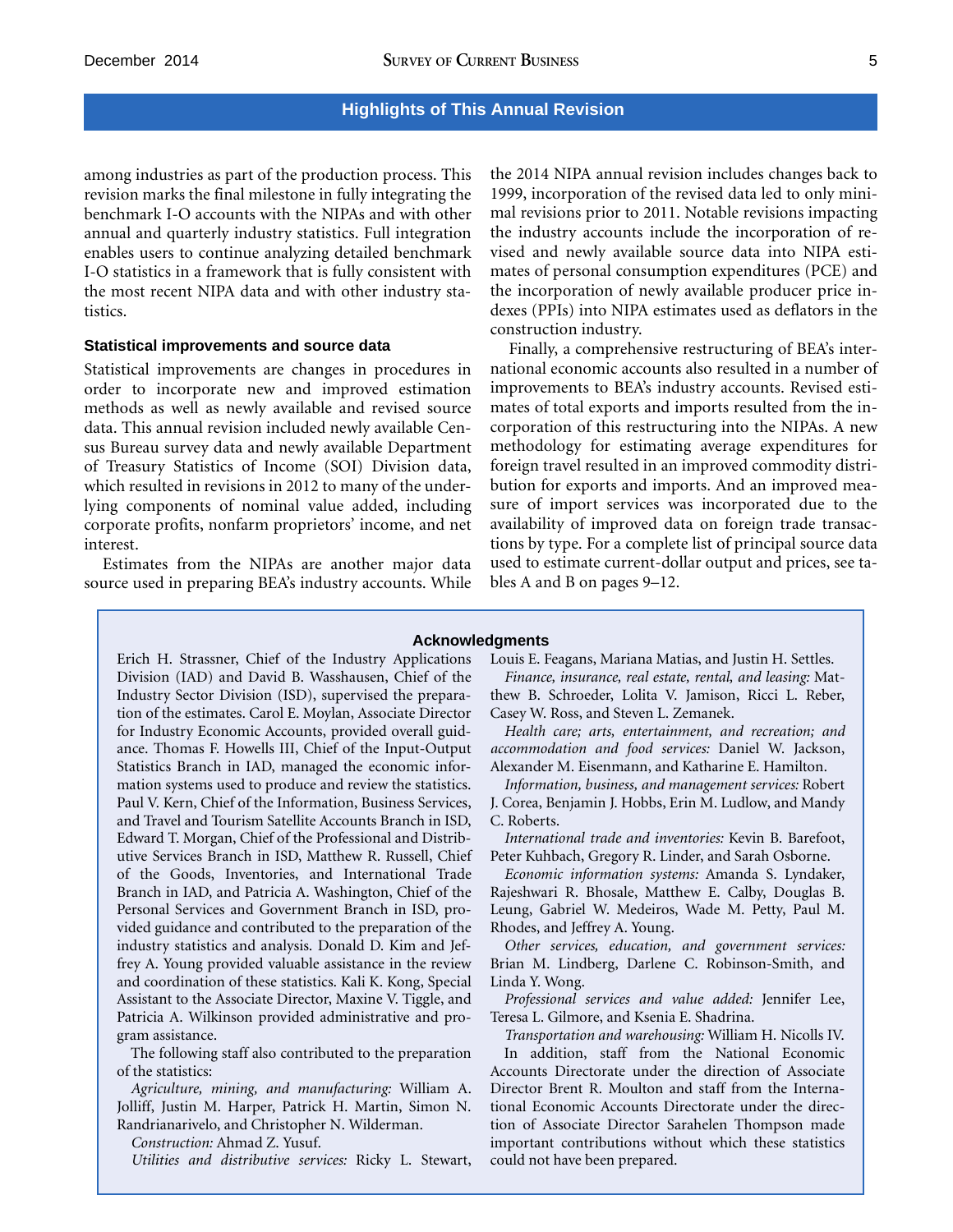among industries as part of the production process. This revision marks the final milestone in fully integrating the benchmark I-O accounts with the NIPAs and with other annual and quarterly industry statistics. Full integration enables users to continue analyzing detailed benchmark I-O statistics in a framework that is fully consistent with the most recent NIPA data and with other industry statistics.

### Statistical improvements and source data

Statistical improvements are changes in procedures in order to incorporate new and improved estimation methods as well as newly available and revised source data. This annual revision included newly available Census Bureau survey data and newly available Department of Treasury Statistics of Income (SOI) Division data, which resulted in revisions in 2012 to many of the underlying components of nominal value added, including corporate profits, nonfarm proprietors' income, and net interest.

Estimates from the NIPAs are another major data source used in preparing BEA's industry accounts. While the 2014 NIPA annual revision includes changes back to 1999, incorporation of the revised data led to only minimal revisions prior to 2011. Notable revisions impacting the industry accounts include the incorporation of revised and newly available source data into NIPA estimates of personal consumption expenditures (PCE) and the incorporation of newly available producer price indexes (PPIs) into NIPA estimates used as deflators in the construction industry.

Finally, a comprehensive restructuring of BEA's international economic accounts also resulted in a number of improvements to BEA's industry accounts. Revised estimates of total exports and imports resulted from the incorporation of this restructuring into the NIPAs. A new methodology for estimating average expenditures for foreign travel resulted in an improved commodity distribution for exports and imports. And an improved measure of import services was incorporated due to the availability of improved data on foreign trade transactions by type. For a complete list of principal source data used to estimate current-dollar output and prices, see tables A and B on pages 9–12.

### Acknowledgments

Erich H. Strassner, Chief of the Industry Applications Division (IAD) and David B. Wasshausen, Chief of the Industry Sector Division (ISD), supervised the preparation of the estimates. Carol E. Moylan, Associate Director for Industry Economic Accounts, provided overall guidance. Thomas F. Howells III, Chief of the Input-Output Statistics Branch in IAD, managed the economic information systems used to produce and review the statistics. Paul V. Kern, Chief of the Information, Business Services, and Travel and Tourism Satellite Accounts Branch in ISD, Edward T. Morgan, Chief of the Professional and Distributive Services Branch in ISD, Matthew R. Russell, Chief of the Goods, Inventories, and International Trade Branch in IAD, and Patricia A. Washington, Chief of the Personal Services and Government Branch in ISD, provided guidance and contributed to the preparation of the industry statistics and analysis. Donald D. Kim and Jeffrey A. Young provided valuable assistance in the review and coordination of these statistics. Kali K. Kong, Special Assistant to the Associate Director, Maxine V. Tiggle, and Patricia A. Wilkinson provided administrative and program assistance.

The following staff also contributed to the preparation of the statistics:

*Agriculture, mining, and manufacturing:* William A. Jolliff, Justin M. Harper, Patrick H. Martin, Simon N. Randrianarivelo, and Christopher N. Wilderman.

*Construction:* Ahmad Z. Yusuf.

*Utilities and distributive services:* Ricky L. Stewart, Louis E. Feagans, Mariana Matias, and Justin H. Settles.

*Finance, insurance, real estate, rental, and leasing:* Matthew B. Schroeder, Lolita V. Jamison, Ricci L. Reber, Casey W. Ross, and Steven L. Zemanek.

*Health care; arts, entertainment, and recreation; and accommodation and food services:* Daniel W. Jackson, Alexander M. Eisenmann, and Katharine E. Hamilton.

*Information, business, and management services:* Robert J. Corea, Benjamin J. Hobbs, Erin M. Ludlow, and Mandy C. Roberts.

*International trade and inventories:* Kevin B. Barefoot, Peter Kuhbach, Gregory R. Linder, and Sarah Osborne.

*Economic information systems:* Amanda S. Lyndaker, Rajeshwari R. Bhosale, Matthew E. Calby, Douglas B. Leung, Gabriel W. Medeiros, Wade M. Petty, Paul M. Rhodes, and Jeffrey A. Young.

*Other services, education, and government services:* Brian M. Lindberg, Darlene C. Robinson-Smith, and Linda Y. Wong.

*Professional services and value added:* Jennifer Lee, Teresa L. Gilmore, and Ksenia E. Shadrina.

*Transportation and warehousing:* William H. Nicolls IV.

In addition, staff from the National Economic Accounts Directorate under the direction of Associate Director Brent R. Moulton and staff from the International Economic Accounts Directorate under the direction of Associate Director Sarahelen Thompson made important contributions without which these statistics could not have been prepared.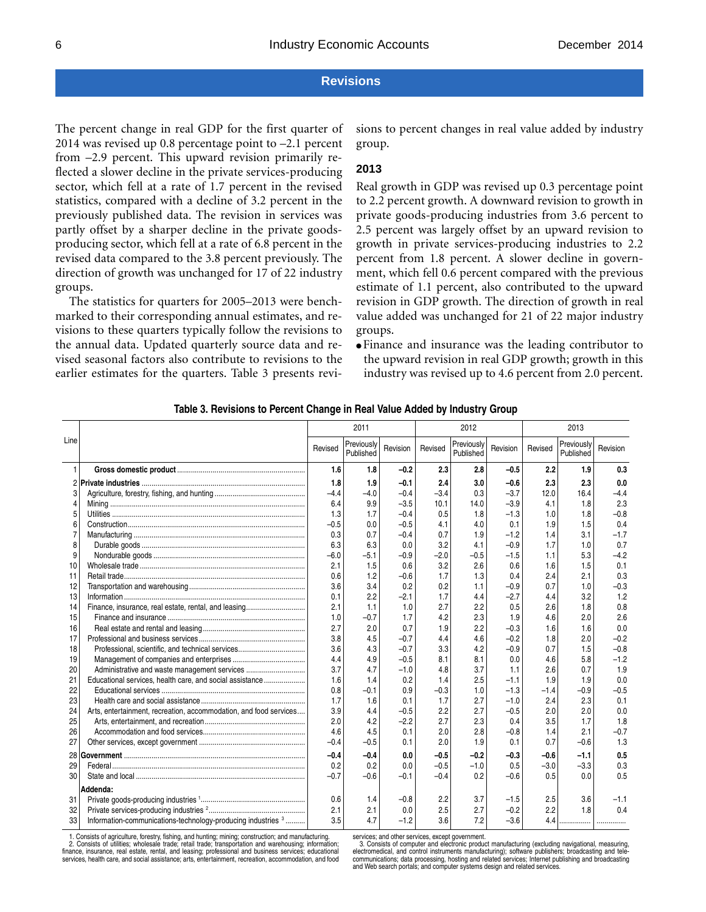## Revisions

The percent change in real GDP for the first quarter of 2014 was revised up 0.8 percentage point to –2.1 percent from –2.9 percent. This upward revision primarily reflected a slower decline in the private services-producing sector, which fell at a rate of 1.7 percent in the revised statistics, compared with a decline of 3.2 percent in the previously published data. The revision in services was partly offset by a sharper decline in the private goods-producing sector, which fell at a rate of 6.8 percent in the revised data compared to the 3.8 percent previously. The direction of growth was unchanged for 17 of 22 industry groups.

The statistics for quarters for 2005–2013 were benchmarked to their corresponding annual estimates, and revisions to these quarters typically follow the revisions to the annual data. Updated quarterly source data and revised seasonal factors also contribute to revisions to the earlier estimates for the quarters. Table 3 presents revisions to percent changes in real value added by industry group.

### 2013

Real growth in GDP was revised up 0.3 percentage point to 2.2 percent growth. A downward revision to growth in private goods-producing industries from 3.6 percent to 2.5 percent was largely offset by an upward revision to growth in private services-producing industries to 2.2 percent from 1.8 percent. A slower decline in government, which fell 0.6 percent compared with the previous estimate of 1.1 percent, also contributed to the upward revision in GDP growth. The direction of growth in real value added was unchanged for 21 of 22 major industry groups.

- Finance and insurance was the leading contributor to the upward revision in real GDP growth; growth in this industry was revised up to 4.6 percent from 2.0 percent.

**Table 3. Revisions to Percent Change in Real Value Added by Industry Group**

| Line | | 2011 | | | 2012 | | | 2013 | | |
|---|---|---|---|---|---|---|---|---|---|---|
| | | Revised | Previously Published | Revision | Revised | Previously Published | Revision | Revised | Previously Published | Revision |
| 1 | **Gross domestic product** | **1.6** | **1.8** | **–0.2** | **2.3** | **2.8** | **–0.5** | **2.2** | **1.9** | **0.3** |
| 2 | **Private industries** | **1.8** | **1.9** | **–0.1** | **2.4** | **3.0** | **–0.6** | **2.3** | **2.3** | **0.0** |
| 3 | Agriculture, forestry, fishing, and hunting | –4.4 | –4.0 | –0.4 | –3.4 | 0.3 | –3.7 | 12.0 | 16.4 | –4.4 |
| 4 | Mining | 6.4 | 9.9 | –3.5 | 10.1 | 14.0 | –3.9 | 4.1 | 1.8 | 2.3 |
| 5 | Utilities | 1.3 | 1.7 | –0.4 | 0.5 | 1.8 | –1.3 | 1.0 | 1.8 | –0.8 |
| 6 | Construction | –0.5 | 0.0 | –0.5 | 4.1 | 4.0 | 0.1 | 1.9 | 1.5 | 0.4 |
| 7 | Manufacturing | 0.3 | 0.7 | –0.4 | 0.7 | 1.9 | –1.2 | 1.4 | 3.1 | –1.7 |
| 8 | Durable goods | 6.3 | 6.3 | 0.0 | 3.2 | 4.1 | –0.9 | 1.7 | 1.0 | 0.7 |
| 9 | Nondurable goods | –6.0 | –5.1 | –0.9 | –2.0 | –0.5 | –1.5 | 1.1 | 5.3 | –4.2 |
| 10 | Wholesale trade | 2.1 | 1.5 | 0.6 | 3.2 | 2.6 | 0.6 | 1.6 | 1.5 | 0.1 |
| 11 | Retail trade | 0.6 | 1.2 | –0.6 | 1.7 | 1.3 | 0.4 | 2.4 | 2.1 | 0.3 |
| 12 | Transportation and warehousing | 3.6 | 3.4 | 0.2 | 0.2 | 1.1 | –0.9 | 0.7 | 1.0 | –0.3 |
| 13 | Information | 0.1 | 2.2 | –2.1 | 1.7 | 4.4 | –2.7 | 4.4 | 3.2 | 1.2 |
| 14 | Finance, insurance, real estate, rental, and leasing | 2.1 | 1.1 | 1.0 | 2.7 | 2.2 | 0.5 | 2.6 | 1.8 | 0.8 |
| 15 | Finance and insurance | 1.0 | –0.7 | 1.7 | 4.2 | 2.3 | 1.9 | 4.6 | 2.0 | 2.6 |
| 16 | Real estate and rental and leasing | 2.7 | 2.0 | 0.7 | 1.9 | 2.2 | –0.3 | 1.6 | 1.6 | 0.0 |
| 17 | Professional and business services | 3.8 | 4.5 | –0.7 | 4.4 | 4.6 | –0.2 | 1.8 | 2.0 | –0.2 |
| 18 | Professional, scientific, and technical services | 3.6 | 4.3 | –0.7 | 3.3 | 4.2 | –0.9 | 0.7 | 1.5 | –0.8 |
| 19 | Management of companies and enterprises | 4.4 | 4.9 | –0.5 | 8.1 | 8.1 | 0.0 | 4.6 | 5.8 | –1.2 |
| 20 | Administrative and waste management services | 3.7 | 4.7 | –1.0 | 4.8 | 3.7 | 1.1 | 2.6 | 0.7 | 1.9 |
| 21 | Educational services, health care, and social assistance | 1.6 | 1.4 | 0.2 | 1.4 | 2.5 | –1.1 | 1.9 | 1.9 | 0.0 |
| 22 | Educational services | 0.8 | –0.1 | 0.9 | –0.3 | 1.0 | –1.3 | –1.4 | –0.9 | –0.5 |
| 23 | Health care and social assistance | 1.7 | 1.6 | 0.1 | 1.7 | 2.7 | –1.0 | 2.4 | 2.3 | 0.1 |
| 24 | Arts, entertainment, recreation, accommodation, and food services | 3.9 | 4.4 | –0.5 | 2.2 | 2.7 | –0.5 | 2.0 | 2.0 | 0.0 |
| 25 | Arts, entertainment, and recreation | 2.0 | 4.2 | –2.2 | 2.7 | 2.3 | 0.4 | 3.5 | 1.7 | 1.8 |
| 26 | Accommodation and food services | 4.6 | 4.5 | 0.1 | 2.0 | 2.8 | –0.8 | 1.4 | 2.1 | –0.7 |
| 27 | Other services, except government | –0.4 | –0.5 | 0.1 | 2.0 | 1.9 | 0.1 | 0.7 | –0.6 | 1.3 |
| 28 | **Government** | **–0.4** | **–0.4** | **0.0** | **–0.5** | **–0.2** | **–0.3** | **–0.6** | **–1.1** | **0.5** |
| 29 | Federal | 0.2 | 0.2 | 0.0 | –0.5 | –1.0 | 0.5 | –3.0 | –3.3 | 0.3 |
| 30 | State and local | –0.7 | –0.6 | –0.1 | –0.4 | 0.2 | –0.6 | 0.5 | 0.0 | 0.5 |
| | **Addenda:** | | | | | | | | | |
| 31 | Private goods-producing industries [1] | 0.6 | 1.4 | –0.8 | 2.2 | 3.7 | –1.5 | 2.5 | 3.6 | –1.1 |
| 32 | Private services-producing industries [2] | 2.1 | 2.1 | 0.0 | 2.5 | 2.7 | –0.2 | 2.2 | 1.8 | 0.4 |
| 33 | Information-communications-technology-producing industries [3] | 3.5 | 4.7 | –1.2 | 3.6 | 7.2 | –3.6 | 4.4 | ........ | ........ |

1. Consists of agriculture, forestry, fishing, and hunting; mining; construction; and manufacturing.
2. Consists of utilities; wholesale trade; retail trade; transportation and warehousing; information; finance, insurance, real estate, rental, and leasing; professional and business services; educational services, health care, and social assistance; arts, entertainment, recreation, accommodation, and food services; and other services, except government.
3. Consists of computer and electronic product manufacturing (excluding navigational, measuring, electromedical, and control instruments manufacturing); software publishers; broadcasting and telecommunications; data processing, hosting and related services; Internet publishing and broadcasting and Web search portals; and computer systems design and related services.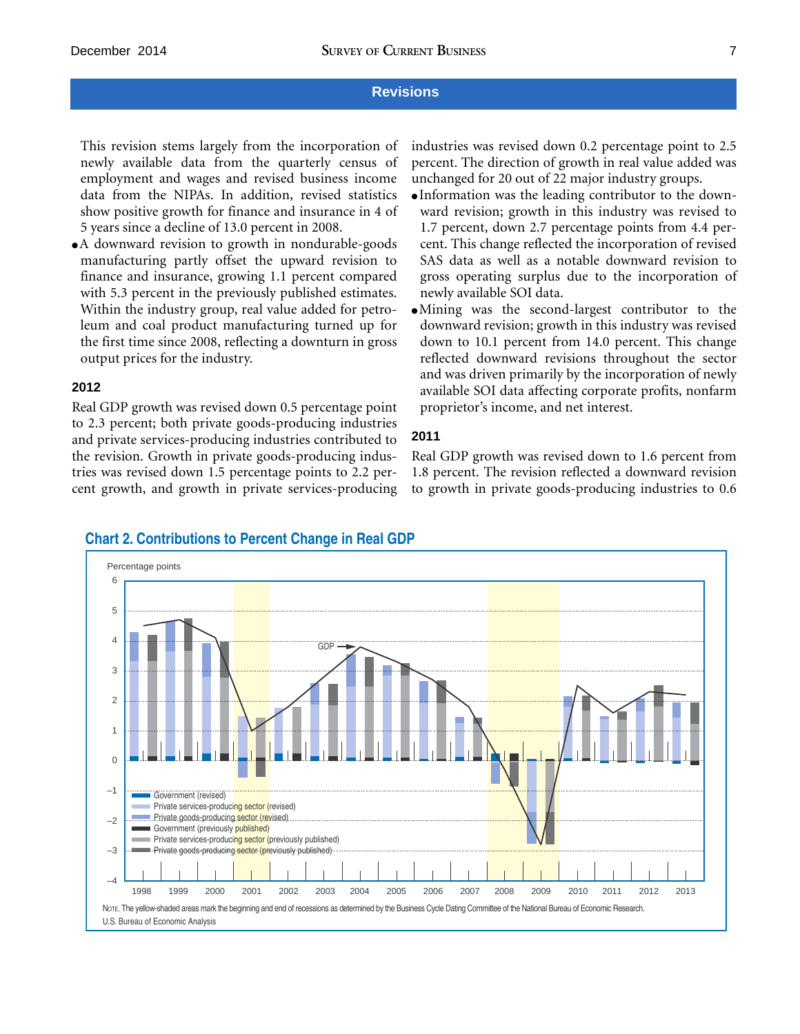## Revisions

This revision stems largely from the incorporation of newly available data from the quarterly census of employment and wages and revised business income data from the NIPAs. In addition, revised statistics show positive growth for finance and insurance in 4 of 5 years since a decline of 13.0 percent in 2008.

- A downward revision to growth in nondurable-goods manufacturing partly offset the upward revision to finance and insurance, growing 1.1 percent compared with 5.3 percent in the previously published estimates. Within the industry group, real value added for petroleum and coal product manufacturing turned up for the first time since 2008, reflecting a downturn in gross output prices for the industry.

### 2012

Real GDP growth was revised down 0.5 percentage point to 2.3 percent; both private goods-producing industries and private services-producing industries contributed to the revision. Growth in private goods-producing industries was revised down 1.5 percentage points to 2.2 percent growth, and growth in private services-producing industries was revised down 0.2 percentage point to 2.5 percent. The direction of growth in real value added was unchanged for 20 out of 22 major industry groups.

- Information was the leading contributor to the downward revision; growth in this industry was revised to 1.7 percent, down 2.7 percentage points from 4.4 percent. This change reflected the incorporation of revised SAS data as well as a notable downward revision to gross operating surplus due to the incorporation of newly available SOI data.
- Mining was the second-largest contributor to the downward revision; growth in this industry was revised down to 10.1 percent from 14.0 percent. This change reflected downward revisions throughout the sector and was driven primarily by the incorporation of newly available SOI data affecting corporate profits, nonfarm proprietor's income, and net interest.

### 2011

Real GDP growth was revised down to 1.6 percent from 1.8 percent. The revision reflected a downward revision to growth in private goods-producing industries to 0.6

**Chart 2. Contributions to Percent Change in Real GDP**

Note. The yellow-shaded areas mark the beginning and end of recessions as determined by the Business Cycle Dating Committee of the National Bureau of Economic Research.
U.S. Bureau of Economic Analysis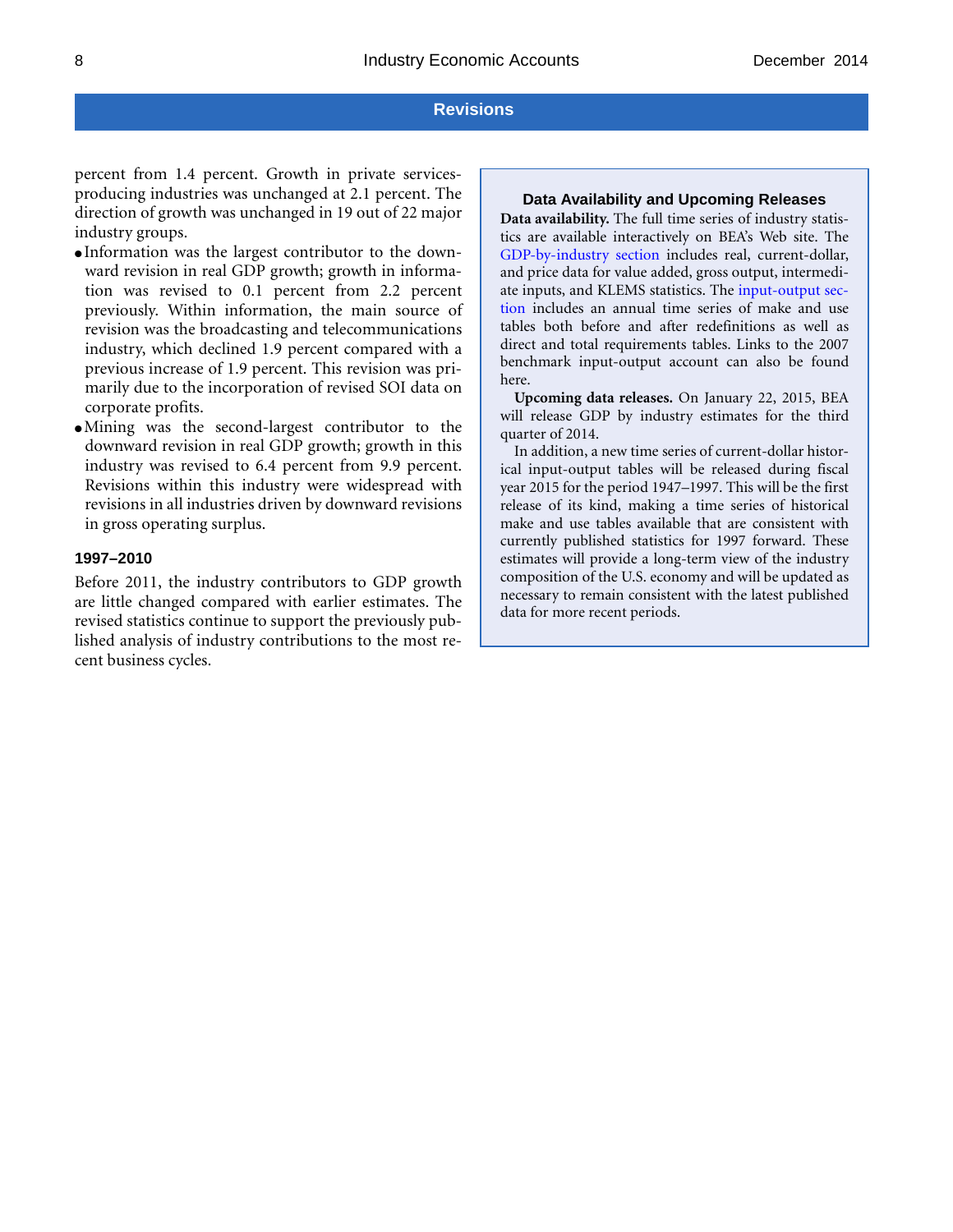percent from 1.4 percent. Growth in private services-producing industries was unchanged at 2.1 percent. The direction of growth was unchanged in 19 out of 22 major industry groups.

- Information was the largest contributor to the downward revision in real GDP growth; growth in information was revised to 0.1 percent from 2.2 percent previously. Within information, the main source of revision was the broadcasting and telecommunications industry, which declined 1.9 percent compared with a previous increase of 1.9 percent. This revision was primarily due to the incorporation of revised SOI data on corporate profits.
- Mining was the second-largest contributor to the downward revision in real GDP growth; growth in this industry was revised to 6.4 percent from 9.9 percent. Revisions within this industry were widespread with revisions in all industries driven by downward revisions in gross operating surplus.

### 1997–2010

Before 2011, the industry contributors to GDP growth are little changed compared with earlier estimates. The revised statistics continue to support the previously published analysis of industry contributions to the most recent business cycles.

### Data Availability and Upcoming Releases

**Data availability.** The full time series of industry statistics are available interactively on BEA's Web site. The GDP-by-industry section includes real, current-dollar, and price data for value added, gross output, intermediate inputs, and KLEMS statistics. The input-output section includes an annual time series of make and use tables both before and after redefinitions as well as direct and total requirements tables. Links to the 2007 benchmark input-output account can also be found here.

**Upcoming data releases.** On January 22, 2015, BEA will release GDP by industry estimates for the third quarter of 2014.

In addition, a new time series of current-dollar historical input-output tables will be released during fiscal year 2015 for the period 1947–1997. This will be the first release of its kind, making a time series of historical make and use tables available that are consistent with currently published statistics for 1997 forward. These estimates will provide a long-term view of the industry composition of the U.S. economy and will be updated as necessary to remain consistent with the latest published data for more recent periods.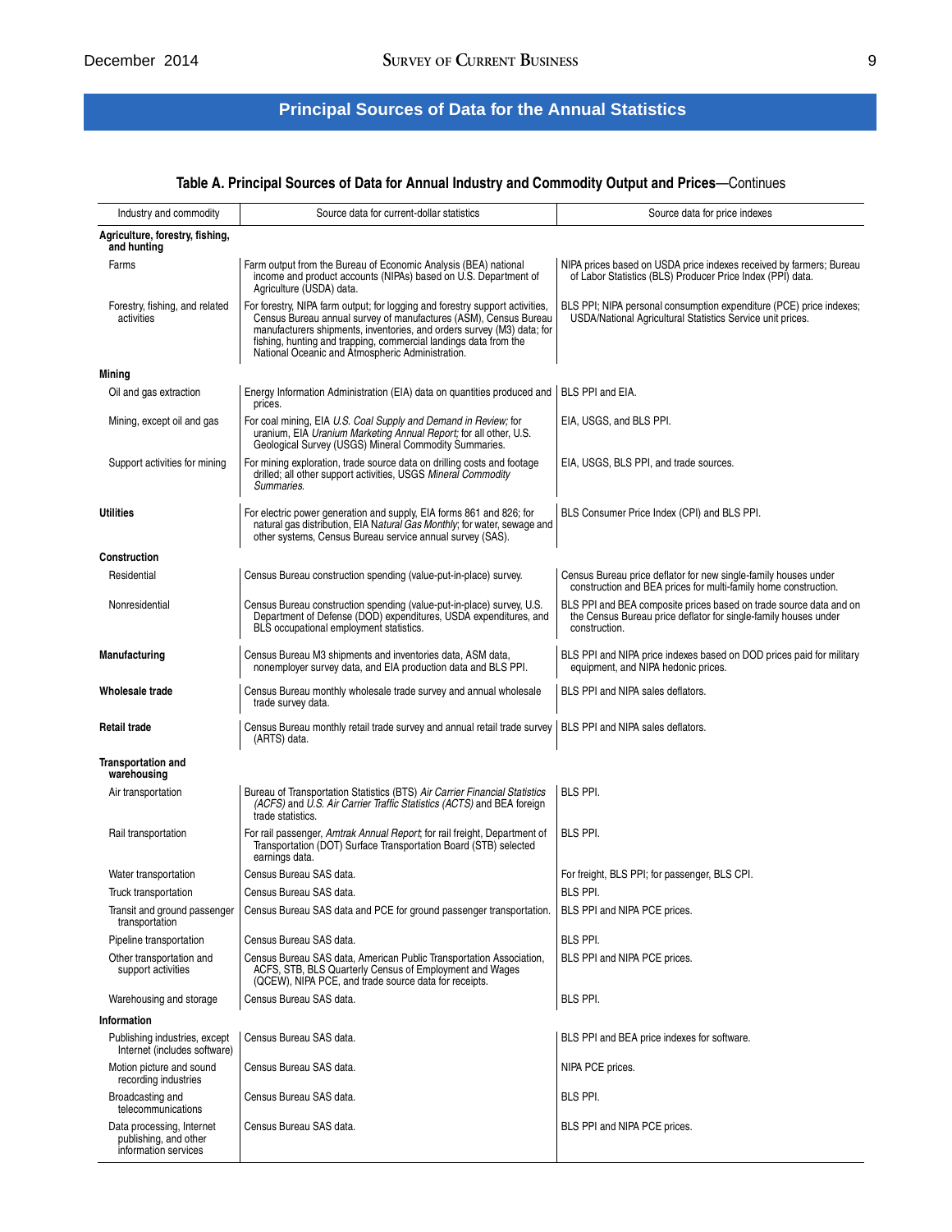## Principal Sources of Data for the Annual Statistics

### Table A. Principal Sources of Data for Annual Industry and Commodity Output and Prices—Continues

| Industry and commodity | Source data for current-dollar statistics | Source data for price indexes |
|---|---|---|
| **Agriculture, forestry, fishing, and hunting** | | |
| Farms | Farm output from the Bureau of Economic Analysis (BEA) national income and product accounts (NIPAs) based on U.S. Department of Agriculture (USDA) data. | NIPA prices based on USDA price indexes received by farmers; Bureau of Labor Statistics (BLS) Producer Price Index (PPI) data. |
| Forestry, fishing, and related activities | For forestry, NIPA farm output; for logging and forestry support activities, Census Bureau annual survey of manufactures (ASM), Census Bureau manufacturers shipments, inventories, and orders survey (M3) data; for fishing, hunting and trapping, commercial landings data from the National Oceanic and Atmospheric Administration. | BLS PPI; NIPA personal consumption expenditure (PCE) price indexes; USDA/National Agricultural Statistics Service unit prices. |
| **Mining** | | |
| Oil and gas extraction | Energy Information Administration (EIA) data on quantities produced and prices. | BLS PPI and EIA. |
| Mining, except oil and gas | For coal mining, EIA *U.S. Coal Supply and Demand in Review;* for uranium, EIA *Uranium Marketing Annual Report;* for all other, U.S. Geological Survey (USGS) Mineral Commodity Summaries. | EIA, USGS, and BLS PPI. |
| Support activities for mining | For mining exploration, trade source data on drilling costs and footage drilled; all other support activities, USGS *Mineral Commodity Summaries*. | EIA, USGS, BLS PPI, and trade sources. |
| **Utilities** | For electric power generation and supply, EIA forms 861 and 826; for natural gas distribution, EIA N*atural Gas Monthly*; for water, sewage and other systems, Census Bureau service annual survey (SAS). | BLS Consumer Price Index (CPI) and BLS PPI. |
| **Construction** | | |
| Residential | Census Bureau construction spending (value-put-in-place) survey. | Census Bureau price deflator for new single-family houses under construction and BEA prices for multi-family home construction. |
| Nonresidential | Census Bureau construction spending (value-put-in-place) survey, U.S. Department of Defense (DOD) expenditures, USDA expenditures, and BLS occupational employment statistics. | BLS PPI and BEA composite prices based on trade source data and on the Census Bureau price deflator for single-family houses under construction. |
| **Manufacturing** | Census Bureau M3 shipments and inventories data, ASM data, nonemployer survey data, and EIA production data and BLS PPI. | BLS PPI and NIPA price indexes based on DOD prices paid for military equipment, and NIPA hedonic prices. |
| **Wholesale trade** | Census Bureau monthly wholesale trade survey and annual wholesale trade survey data. | BLS PPI and NIPA sales deflators. |
| **Retail trade** | Census Bureau monthly retail trade survey and annual retail trade survey (ARTS) data. | BLS PPI and NIPA sales deflators. |
| **Transportation and warehousing** | | |
| Air transportation | Bureau of Transportation Statistics (BTS) *Air Carrier Financial Statistics (ACFS)* and *U.S. Air Carrier Traffic Statistics (ACTS)* and BEA foreign trade statistics. | BLS PPI. |
| Rail transportation | For rail passenger, *Amtrak Annual Report*; for rail freight, Department of Transportation (DOT) Surface Transportation Board (STB) selected earnings data. | BLS PPI. |
| Water transportation | Census Bureau SAS data. | For freight, BLS PPI; for passenger, BLS CPI. |
| Truck transportation | Census Bureau SAS data. | BLS PPI. |
| Transit and ground passenger transportation | Census Bureau SAS data and PCE for ground passenger transportation. | BLS PPI and NIPA PCE prices. |
| Pipeline transportation | Census Bureau SAS data. | BLS PPI. |
| Other transportation and support activities | Census Bureau SAS data, American Public Transportation Association, ACFS, STB, BLS Quarterly Census of Employment and Wages (QCEW), NIPA PCE, and trade source data for receipts. | BLS PPI and NIPA PCE prices. |
| Warehousing and storage | Census Bureau SAS data. | BLS PPI. |
| **Information** | | |
| Publishing industries, except Internet (includes software) | Census Bureau SAS data. | BLS PPI and BEA price indexes for software. |
| Motion picture and sound recording industries | Census Bureau SAS data. | NIPA PCE prices. |
| Broadcasting and telecommunications | Census Bureau SAS data. | BLS PPI. |
| Data processing, Internet publishing, and other information services | Census Bureau SAS data. | BLS PPI and NIPA PCE prices. |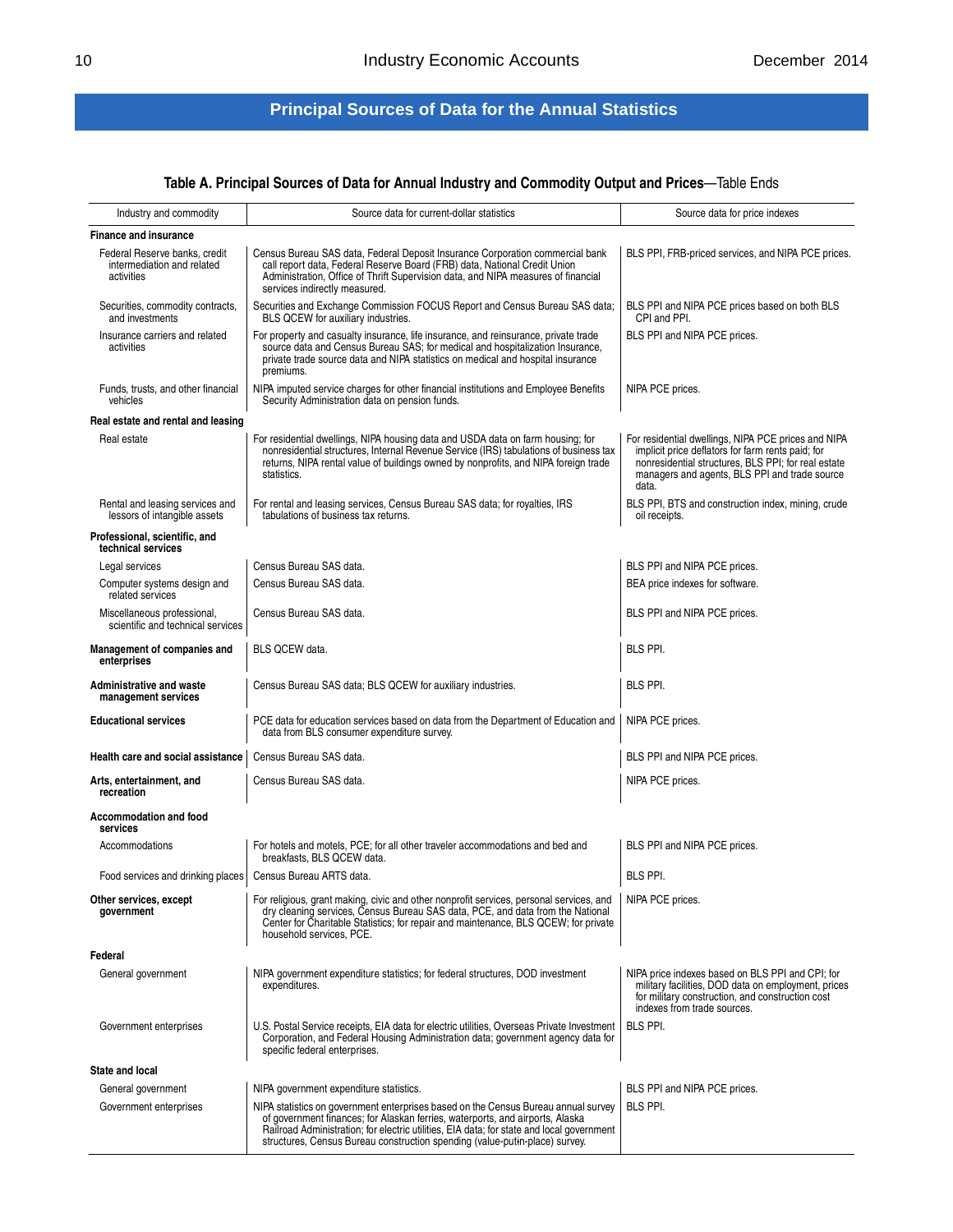## Principal Sources of Data for the Annual Statistics

**Table A. Principal Sources of Data for Annual Industry and Commodity Output and Prices**—Table Ends

| Industry and commodity | Source data for current-dollar statistics | Source data for price indexes |
|---|---|---|
| **Finance and insurance** | | |
| Federal Reserve banks, credit intermediation and related activities | Census Bureau SAS data, Federal Deposit Insurance Corporation commercial bank call report data, Federal Reserve Board (FRB) data, National Credit Union Administration, Office of Thrift Supervision data, and NIPA measures of financial services indirectly measured. | BLS PPI, FRB-priced services, and NIPA PCE prices. |
| Securities, commodity contracts, and investments | Securities and Exchange Commission FOCUS Report and Census Bureau SAS data; BLS QCEW for auxiliary industries. | BLS PPI and NIPA PCE prices based on both BLS CPI and PPI. |
| Insurance carriers and related activities | For property and casualty insurance, life insurance, and reinsurance, private trade source data and Census Bureau SAS; for medical and hospitalization Insurance, private trade source data and NIPA statistics on medical and hospital insurance premiums. | BLS PPI and NIPA PCE prices. |
| Funds, trusts, and other financial vehicles | NIPA imputed service charges for other financial institutions and Employee Benefits Security Administration data on pension funds. | NIPA PCE prices. |
| **Real estate and rental and leasing** | | |
| Real estate | For residential dwellings, NIPA housing data and USDA data on farm housing; for nonresidential structures, Internal Revenue Service (IRS) tabulations of business tax returns, NIPA rental value of buildings owned by nonprofits, and NIPA foreign trade statistics. | For residential dwellings, NIPA PCE prices and NIPA implicit price deflators for farm rents paid; for nonresidential structures, BLS PPI; for real estate managers and agents, BLS PPI and trade source data. |
| Rental and leasing services and lessors of intangible assets | For rental and leasing services, Census Bureau SAS data; for royalties, IRS tabulations of business tax returns. | BLS PPI, BTS and construction index, mining, crude oil receipts. |
| **Professional, scientific, and technical services** | | |
| Legal services | Census Bureau SAS data. | BLS PPI and NIPA PCE prices. |
| Computer systems design and related services | Census Bureau SAS data. | BEA price indexes for software. |
| Miscellaneous professional, scientific and technical services | Census Bureau SAS data. | BLS PPI and NIPA PCE prices. |
| **Management of companies and enterprises** | BLS QCEW data. | BLS PPI. |
| **Administrative and waste management services** | Census Bureau SAS data; BLS QCEW for auxiliary industries. | BLS PPI. |
| **Educational services** | PCE data for education services based on data from the Department of Education and data from BLS consumer expenditure survey. | NIPA PCE prices. |
| **Health care and social assistance** | Census Bureau SAS data. | BLS PPI and NIPA PCE prices. |
| **Arts, entertainment, and recreation** | Census Bureau SAS data. | NIPA PCE prices. |
| **Accommodation and food services** | | |
| Accommodations | For hotels and motels, PCE; for all other traveler accommodations and bed and breakfasts, BLS QCEW data. | BLS PPI and NIPA PCE prices. |
| Food services and drinking places | Census Bureau ARTS data. | BLS PPI. |
| **Other services, except government** | For religious, grant making, civic and other nonprofit services, personal services, and dry cleaning services, Census Bureau SAS data, PCE, and data from the National Center for Charitable Statistics; for repair and maintenance, BLS QCEW; for private household services, PCE. | NIPA PCE prices. |
| **Federal** | | |
| General government | NIPA government expenditure statistics; for federal structures, DOD investment expenditures. | NIPA price indexes based on BLS PPI and CPI; for military facilities, DOD data on employment, prices for military construction, and construction cost indexes from trade sources. |
| Government enterprises | U.S. Postal Service receipts, EIA data for electric utilities, Overseas Private Investment Corporation, and Federal Housing Administration data; government agency data for specific federal enterprises. | BLS PPI. |
| **State and local** | | |
| General government | NIPA government expenditure statistics. | BLS PPI and NIPA PCE prices. |
| Government enterprises | NIPA statistics on government enterprises based on the Census Bureau annual survey of government finances; for Alaskan ferries, waterports, and airports, Alaska Railroad Administration; for electric utilities, EIA data; for state and local government structures, Census Bureau construction spending (value-putin-place) survey. | BLS PPI. |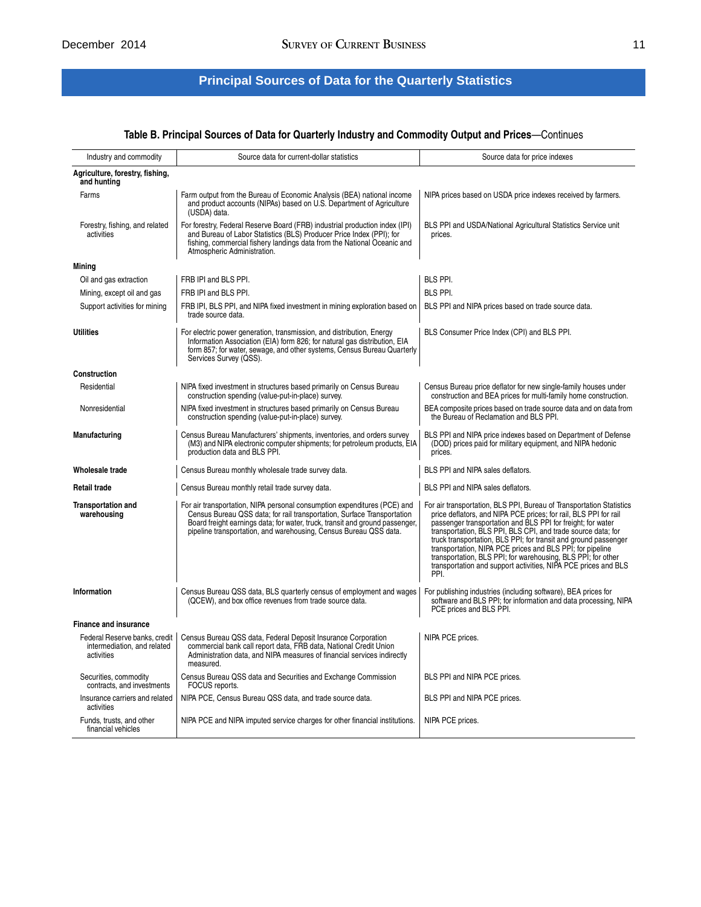## Principal Sources of Data for the Quarterly Statistics

### Table B. Principal Sources of Data for Quarterly Industry and Commodity Output and Prices—Continues

| Industry and commodity | Source data for current-dollar statistics | Source data for price indexes |
|---|---|---|
| **Agriculture, forestry, fishing, and hunting** | | |
| Farms | Farm output from the Bureau of Economic Analysis (BEA) national income and product accounts (NIPAs) based on U.S. Department of Agriculture (USDA) data. | NIPA prices based on USDA price indexes received by farmers. |
| Forestry, fishing, and related activities | For forestry, Federal Reserve Board (FRB) industrial production index (IPI) and Bureau of Labor Statistics (BLS) Producer Price Index (PPI); for fishing, commercial fishery landings data from the National Oceanic and Atmospheric Administration. | BLS PPI and USDA/National Agricultural Statistics Service unit prices. |
| **Mining** | | |
| Oil and gas extraction | FRB IPI and BLS PPI. | BLS PPI. |
| Mining, except oil and gas | FRB IPI and BLS PPI. | BLS PPI. |
| Support activities for mining | FRB IPI, BLS PPI, and NIPA fixed investment in mining exploration based on trade source data. | BLS PPI and NIPA prices based on trade source data. |
| **Utilities** | For electric power generation, transmission, and distribution, Energy Information Association (EIA) form 826; for natural gas distribution, EIA form 857; for water, sewage, and other systems, Census Bureau Quarterly Services Survey (QSS). | BLS Consumer Price Index (CPI) and BLS PPI. |
| **Construction** | | |
| Residential | NIPA fixed investment in structures based primarily on Census Bureau construction spending (value-put-in-place) survey. | Census Bureau price deflator for new single-family houses under construction and BEA prices for multi-family home construction. |
| Nonresidential | NIPA fixed investment in structures based primarily on Census Bureau construction spending (value-put-in-place) survey. | BEA composite prices based on trade source data and on data from the Bureau of Reclamation and BLS PPI. |
| **Manufacturing** | Census Bureau Manufacturers' shipments, inventories, and orders survey (M3) and NIPA electronic computer shipments; for petroleum products, EIA production data and BLS PPI. | BLS PPI and NIPA price indexes based on Department of Defense (DOD) prices paid for military equipment, and NIPA hedonic prices. |
| **Wholesale trade** | Census Bureau monthly wholesale trade survey data. | BLS PPI and NIPA sales deflators. |
| **Retail trade** | Census Bureau monthly retail trade survey data. | BLS PPI and NIPA sales deflators. |
| **Transportation and warehousing** | For air transportation, NIPA personal consumption expenditures (PCE) and Census Bureau QSS data; for rail transportation, Surface Transportation Board freight earnings data; for water, truck, transit and ground passenger, pipeline transportation, and warehousing, Census Bureau QSS data. | For air transportation, BLS PPI, Bureau of Transportation Statistics price deflators, and NIPA PCE prices; for rail, BLS PPI for rail passenger transportation and BLS PPI for freight; for water transportation, BLS PPI, BLS CPI, and trade source data; for truck transportation, BLS PPI; for transit and ground passenger transportation, NIPA PCE prices and BLS PPI; for pipeline transportation, BLS PPI; for warehousing, BLS PPI; for other transportation and support activities, NIPA PCE prices and BLS PPI. |
| **Information** | Census Bureau QSS data, BLS quarterly census of employment and wages (QCEW), and box office revenues from trade source data. | For publishing industries (including software), BEA prices for software and BLS PPI; for information and data processing, NIPA PCE prices and BLS PPI. |
| **Finance and insurance** | | |
| Federal Reserve banks, credit intermediation, and related activities | Census Bureau QSS data, Federal Deposit Insurance Corporation commercial bank call report data, FRB data, National Credit Union Administration data, and NIPA measures of financial services indirectly measured. | NIPA PCE prices. |
| Securities, commodity contracts, and investments | Census Bureau QSS data and Securities and Exchange Commission FOCUS reports. | BLS PPI and NIPA PCE prices. |
| Insurance carriers and related activities | NIPA PCE, Census Bureau QSS data, and trade source data. | BLS PPI and NIPA PCE prices. |
| Funds, trusts, and other financial vehicles | NIPA PCE and NIPA imputed service charges for other financial institutions. | NIPA PCE prices. |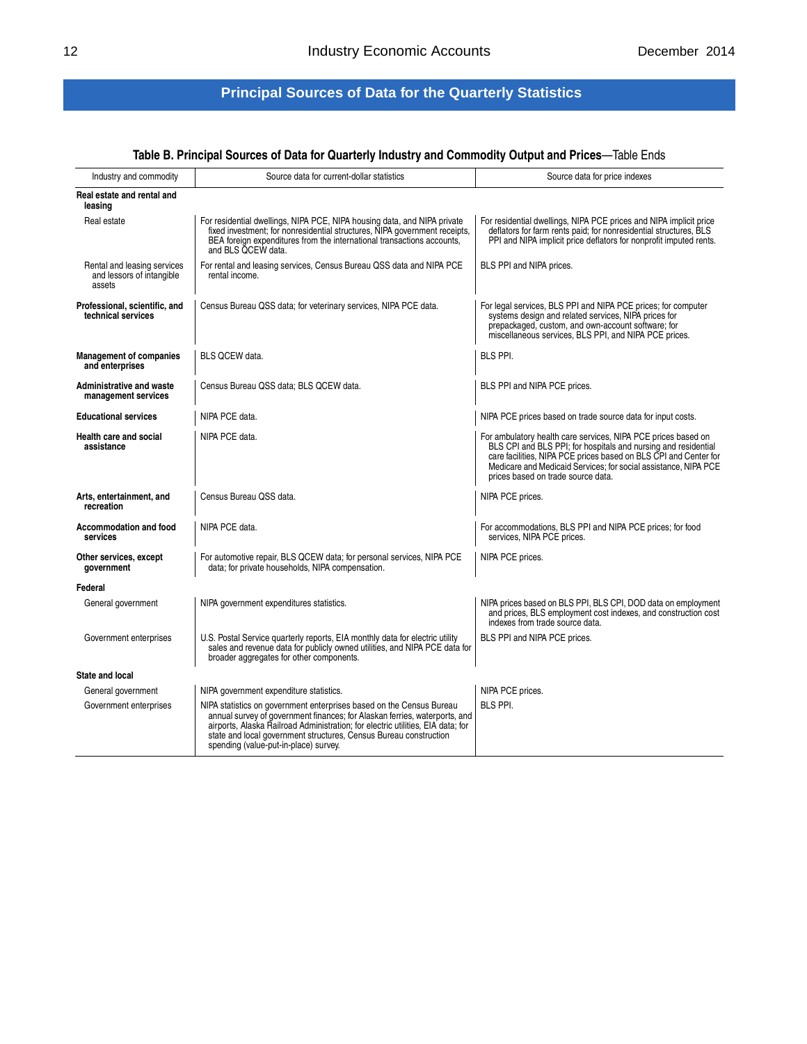## Principal Sources of Data for the Quarterly Statistics

**Table B. Principal Sources of Data for Quarterly Industry and Commodity Output and Prices**—Table Ends

| Industry and commodity | Source data for current-dollar statistics | Source data for price indexes |
|---|---|---|
| **Real estate and rental and leasing** | | |
| Real estate | For residential dwellings, NIPA PCE, NIPA housing data, and NIPA private fixed investment; for nonresidential structures, NIPA government receipts, BEA foreign expenditures from the international transactions accounts, and BLS QCEW data. | For residential dwellings, NIPA PCE prices and NIPA implicit price deflators for farm rents paid; for nonresidential structures, BLS PPI and NIPA implicit price deflators for nonprofit imputed rents. |
| Rental and leasing services and lessors of intangible assets | For rental and leasing services, Census Bureau QSS data and NIPA PCE rental income. | BLS PPI and NIPA prices. |
| **Professional, scientific, and technical services** | Census Bureau QSS data; for veterinary services, NIPA PCE data. | For legal services, BLS PPI and NIPA PCE prices; for computer systems design and related services, NIPA prices for prepackaged, custom, and own-account software; for miscellaneous services, BLS PPI, and NIPA PCE prices. |
| **Management of companies and enterprises** | BLS QCEW data. | BLS PPI. |
| **Administrative and waste management services** | Census Bureau QSS data; BLS QCEW data. | BLS PPI and NIPA PCE prices. |
| **Educational services** | NIPA PCE data. | NIPA PCE prices based on trade source data for input costs. |
| **Health care and social assistance** | NIPA PCE data. | For ambulatory health care services, NIPA PCE prices based on BLS CPI and BLS PPI; for hospitals and nursing and residential care facilities, NIPA PCE prices based on BLS CPI and Center for Medicare and Medicaid Services; for social assistance, NIPA PCE prices based on trade source data. |
| **Arts, entertainment, and recreation** | Census Bureau QSS data. | NIPA PCE prices. |
| **Accommodation and food services** | NIPA PCE data. | For accommodations, BLS PPI and NIPA PCE prices; for food services, NIPA PCE prices. |
| **Other services, except government** | For automotive repair, BLS QCEW data; for personal services, NIPA PCE data; for private households, NIPA compensation. | NIPA PCE prices. |
| **Federal** | | |
| General government | NIPA government expenditures statistics. | NIPA prices based on BLS PPI, BLS CPI, DOD data on employment and prices, BLS employment cost indexes, and construction cost indexes from trade source data. |
| Government enterprises | U.S. Postal Service quarterly reports, EIA monthly data for electric utility sales and revenue data for publicly owned utilities, and NIPA PCE data for broader aggregates for other components. | BLS PPI and NIPA PCE prices. |
| **State and local** | | |
| General government | NIPA government expenditure statistics. | NIPA PCE prices. |
| Government enterprises | NIPA statistics on government enterprises based on the Census Bureau annual survey of government finances; for Alaskan ferries, waterports, and airports, Alaska Railroad Administration; for electric utilities, EIA data; for state and local government structures, Census Bureau construction spending (value-put-in-place) survey. | BLS PPI. |